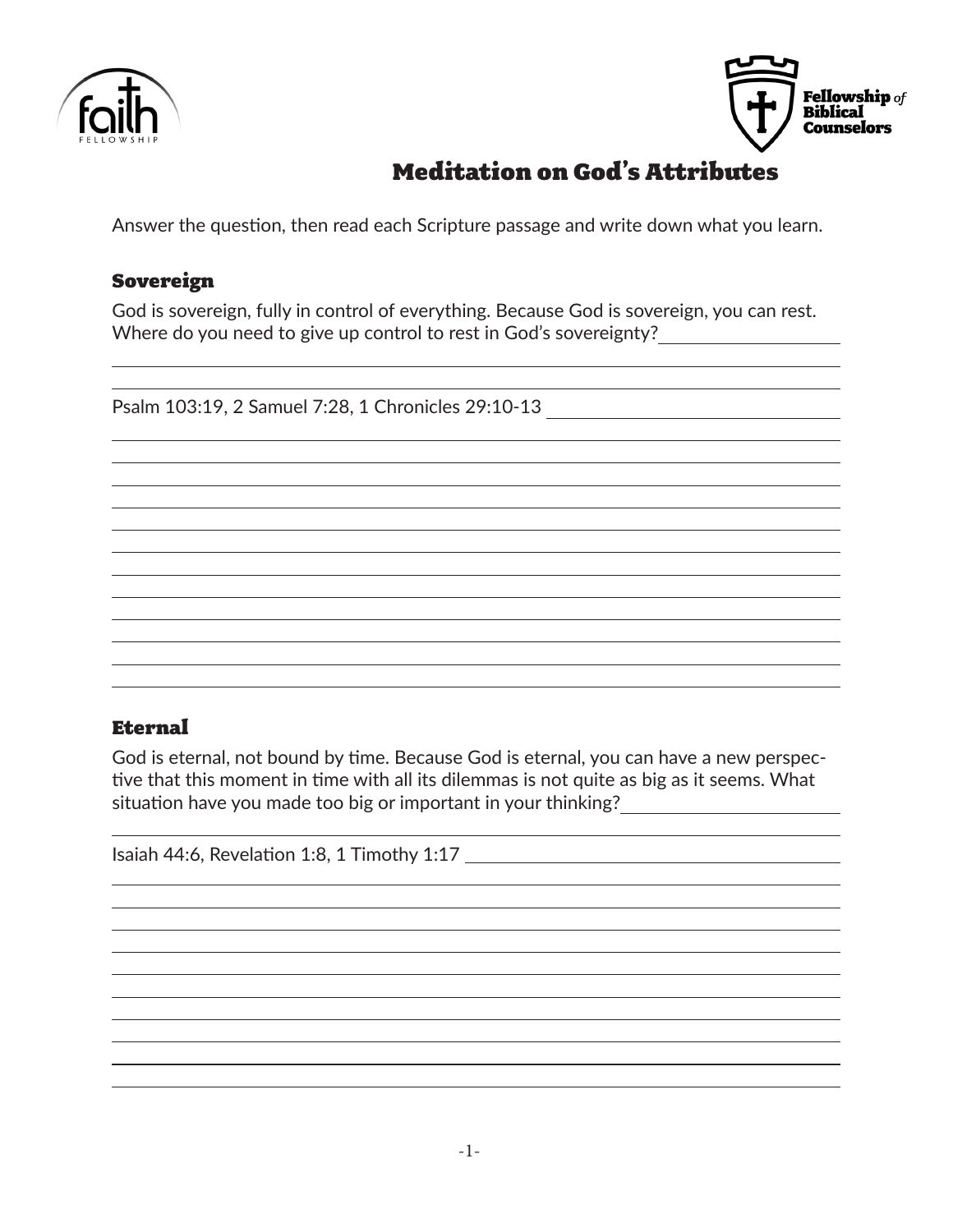# Meditation on God's Attributes

Answer the question, then read each Scripture passage and write down what you learn.

## Sovereign

God is sovereign, fully in control of everything. Because God is sovereign, you can rest. Where do you need to give up control to rest in God's sovereignty?

Psalm 103:19, 2 Samuel 7:28, 1 Chronicles 29:10-13

## Eternal

God is eternal, not bound by time. Because God is eternal, you can have a new perspective that this moment in time with all its dilemmas is not quite as big as it seems. What situation have you made too big or important in your thinking?

Isaiah 44:6, Revelation 1:8, 1 Timothy 1:17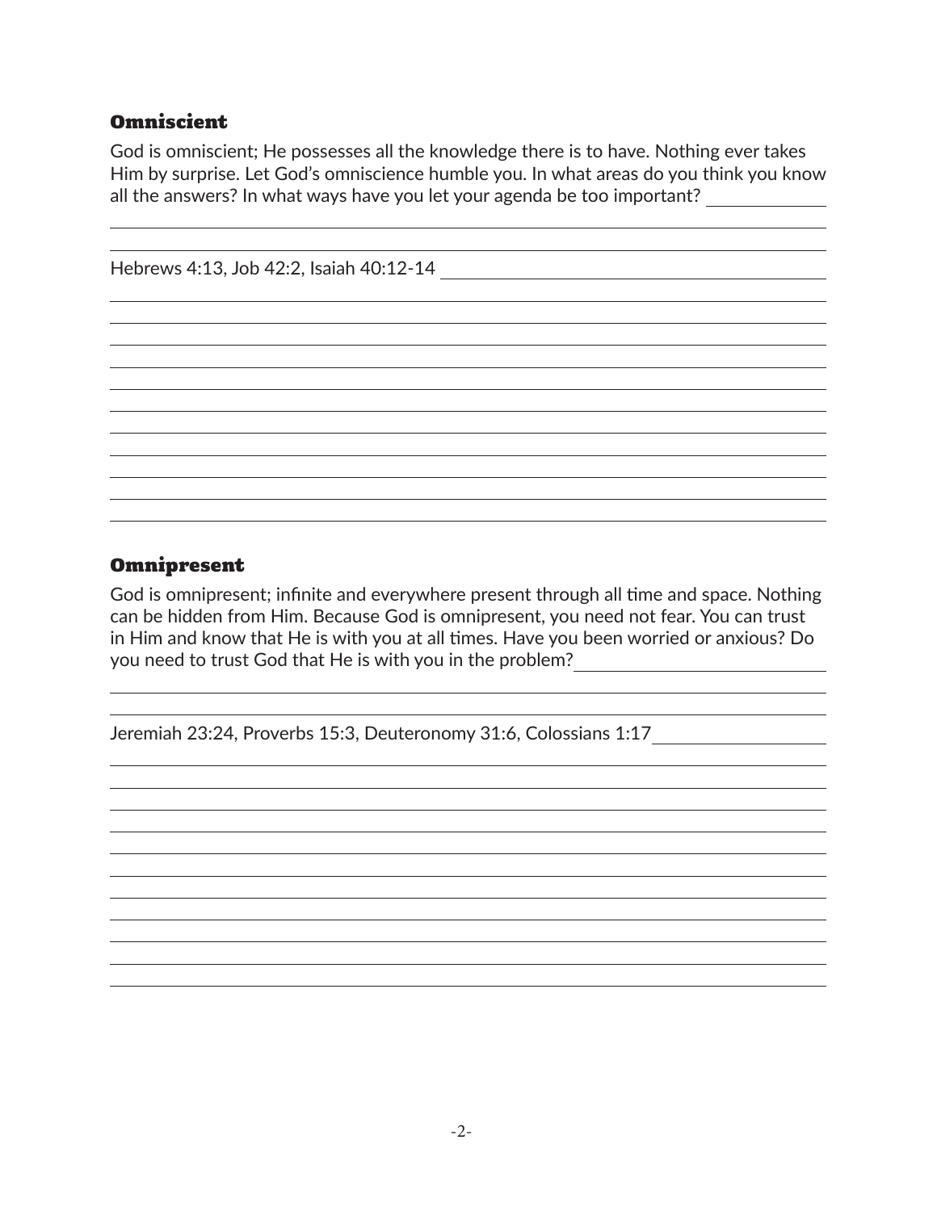## Omniscient

God is omniscient; He possesses all the knowledge there is to have. Nothing ever takes Him by surprise. Let God's omniscience humble you. In what areas do you think you know all the answers? In what ways have you let your agenda be too important?

Hebrews 4:13, Job 42:2, Isaiah 40:12-14

## Omnipresent

God is omnipresent; infinite and everywhere present through all time and space. Nothing can be hidden from Him. Because God is omnipresent, you need not fear. You can trust in Him and know that He is with you at all times. Have you been worried or anxious? Do you need to trust God that He is with you in the problem?

Jeremiah 23:24, Proverbs 15:3, Deuteronomy 31:6, Colossians 1:17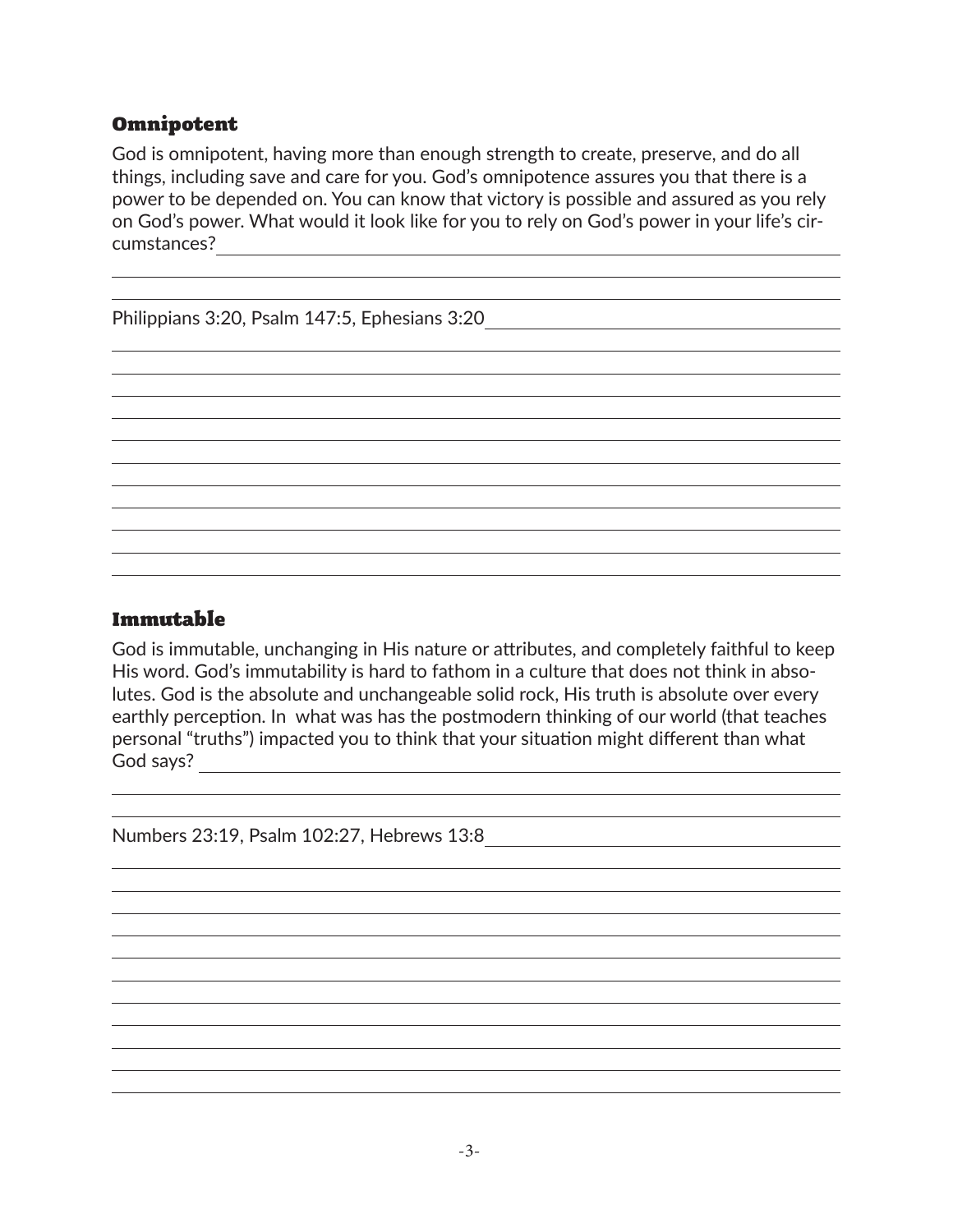## Omnipotent

God is omnipotent, having more than enough strength to create, preserve, and do all things, including save and care for you. God's omnipotence assures you that there is a power to be depended on. You can know that victory is possible and assured as you rely on God's power. What would it look like for you to rely on God's power in your life's circumstances?

Philippians 3:20, Psalm 147:5, Ephesians 3:20

## Immutable

God is immutable, unchanging in His nature or attributes, and completely faithful to keep His word. God's immutability is hard to fathom in a culture that does not think in absolutes. God is the absolute and unchangeable solid rock, His truth is absolute over every earthly perception. In what was has the postmodern thinking of our world (that teaches personal "truths") impacted you to think that your situation might different than what God says?

Numbers 23:19, Psalm 102:27, Hebrews 13:8